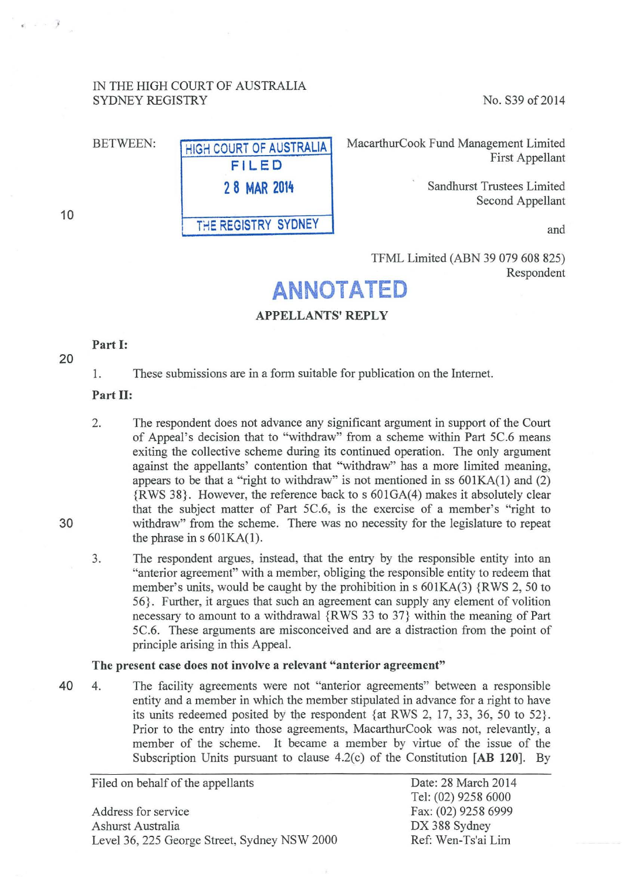IN THE HIGH COURT OF AUSTRALIA
SYDNEY REGISTRY

No. S39 of 2014

BETWEEN:

HIGH COURT OF AUSTRALIA
FILED
28 MAR 2014
THE REGISTRY SYDNEY

MacarthurCook Fund Management Limited
First Appellant

Sandhurst Trustees Limited
Second Appellant

and

TFML Limited (ABN 39 079 608 825)
Respondent

ANNOTATED

## APPELLANTS' REPLY

**Part I:**

1. These submissions are in a form suitable for publication on the Internet.

**Part II:**

2. The respondent does not advance any significant argument in support of the Court of Appeal's decision that to "withdraw" from a scheme within Part 5C.6 means exiting the collective scheme during its continued operation. The only argument against the appellants' contention that "withdraw" has a more limited meaning, appears to be that a "right to withdraw" is not mentioned in ss 601KA(1) and (2) {RWS 38}. However, the reference back to s 601GA(4) makes it absolutely clear that the subject matter of Part 5C.6, is the exercise of a member's "right to withdraw" from the scheme. There was no necessity for the legislature to repeat the phrase in s 601KA(1).

3. The respondent argues, instead, that the entry by the responsible entity into an "anterior agreement" with a member, obliging the responsible entity to redeem that member's units, would be caught by the prohibition in s 601KA(3) {RWS 2, 50 to 56}. Further, it argues that such an agreement can supply any element of volition necessary to amount to a withdrawal {RWS 33 to 37} within the meaning of Part 5C.6. These arguments are misconceived and are a distraction from the point of principle arising in this Appeal.

**The present case does not involve a relevant "anterior agreement"**

4. The facility agreements were not "anterior agreements" between a responsible entity and a member in which the member stipulated in advance for a right to have its units redeemed posited by the respondent {at RWS 2, 17, 33, 36, 50 to 52}. Prior to the entry into those agreements, MacarthurCook was not, relevantly, a member of the scheme. It became a member by virtue of the issue of the Subscription Units pursuant to clause 4.2(c) of the Constitution **[AB 120]**. By

Filed on behalf of the appellants

Address for service
Ashurst Australia
Level 36, 225 George Street, Sydney NSW 2000

Date: 28 March 2014
Tel: (02) 9258 6000
Fax: (02) 9258 6999
DX 388 Sydney
Ref: Wen-Ts'ai Lim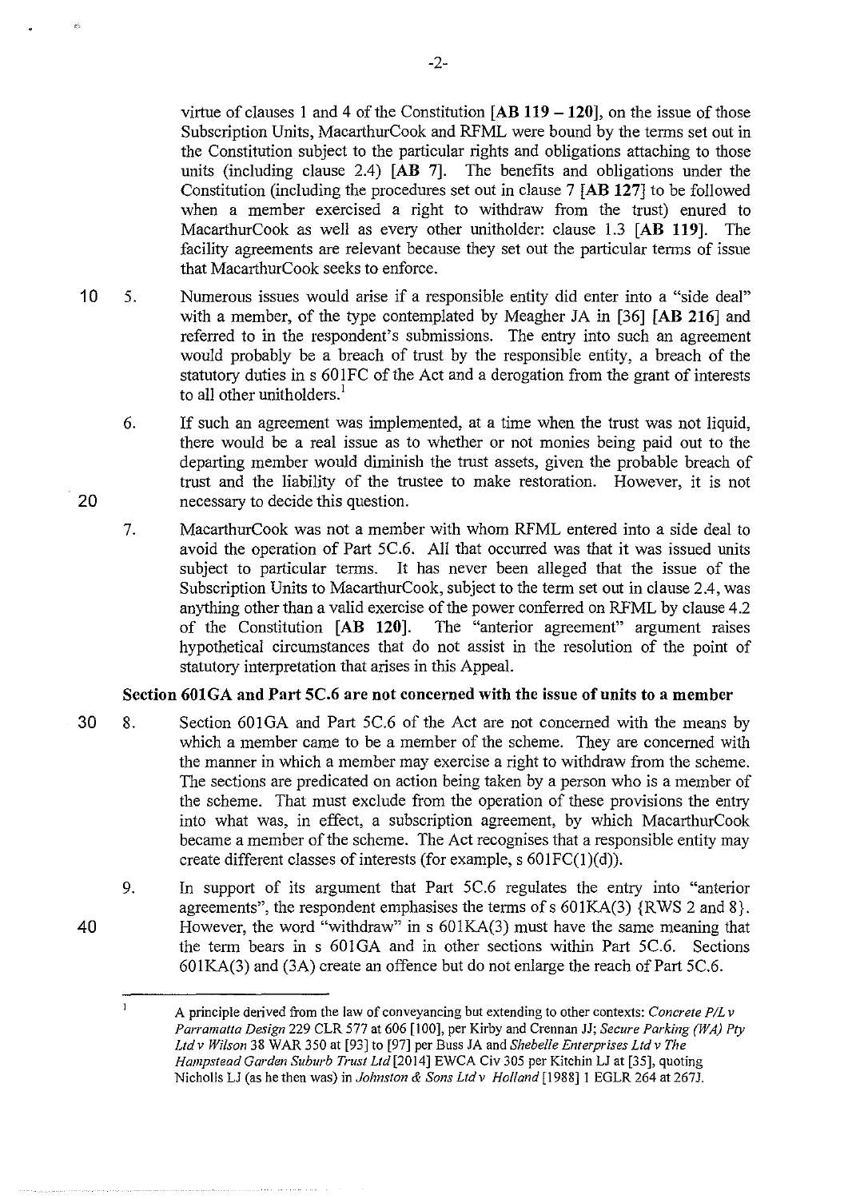virtue of clauses 1 and 4 of the Constitution **[AB 119 – 120]**, on the issue of those Subscription Units, MacarthurCook and RFML were bound by the terms set out in the Constitution subject to the particular rights and obligations attaching to those units (including clause 2.4) **[AB 7]**. The benefits and obligations under the Constitution (including the procedures set out in clause 7 **[AB 127]** to be followed when a member exercised a right to withdraw from the trust) enured to MacarthurCook as well as every other unitholder: clause 1.3 **[AB 119]**. The facility agreements are relevant because they set out the particular terms of issue that MacarthurCook seeks to enforce.

5. Numerous issues would arise if a responsible entity did enter into a "side deal" with a member, of the type contemplated by Meagher JA in [36] **[AB 216]** and referred to in the respondent's submissions. The entry into such an agreement would probably be a breach of trust by the responsible entity, a breach of the statutory duties in s 601FC of the Act and a derogation from the grant of interests to all other unitholders.[1]

6. If such an agreement was implemented, at a time when the trust was not liquid, there would be a real issue as to whether or not monies being paid out to the departing member would diminish the trust assets, given the probable breach of trust and the liability of the trustee to make restoration. However, it is not necessary to decide this question.

7. MacarthurCook was not a member with whom RFML entered into a side deal to avoid the operation of Part 5C.6. All that occurred was that it was issued units subject to particular terms. It has never been alleged that the issue of the Subscription Units to MacarthurCook, subject to the term set out in clause 2.4, was anything other than a valid exercise of the power conferred on RFML by clause 4.2 of the Constitution **[AB 120]**. The "anterior agreement" argument raises hypothetical circumstances that do not assist in the resolution of the point of statutory interpretation that arises in this Appeal.

### Section 601GA and Part 5C.6 are not concerned with the issue of units to a member

8. Section 601GA and Part 5C.6 of the Act are not concerned with the means by which a member came to be a member of the scheme. They are concerned with the manner in which a member may exercise a right to withdraw from the scheme. The sections are predicated on action being taken by a person who is a member of the scheme. That must exclude from the operation of these provisions the entry into what was, in effect, a subscription agreement, by which MacarthurCook became a member of the scheme. The Act recognises that a responsible entity may create different classes of interests (for example, s 601FC(1)(d)).

9. In support of its argument that Part 5C.6 regulates the entry into "anterior agreements", the respondent emphasises the terms of s 601KA(3) {RWS 2 and 8}. However, the word "withdraw" in s 601KA(3) must have the same meaning that the term bears in s 601GA and in other sections within Part 5C.6. Sections 601KA(3) and (3A) create an offence but do not enlarge the reach of Part 5C.6.

---

[1] A principle derived from the law of conveyancing but extending to other contexts: *Concrete P/L v Parramatta Design* 229 CLR 577 at 606 [100], per Kirby and Crennan JJ; *Secure Parking (WA) Pty Ltd v Wilson* 38 WAR 350 at [93] to [97] per Buss JA and *Shebelle Enterprises Ltd v The Hampstead Garden Suburb Trust Ltd* [2014] EWCA Civ 305 per Kitchin LJ at [35], quoting Nicholls LJ (as he then was) in *Johnston & Sons Ltd v Holland* [1988] 1 EGLR 264 at 267J.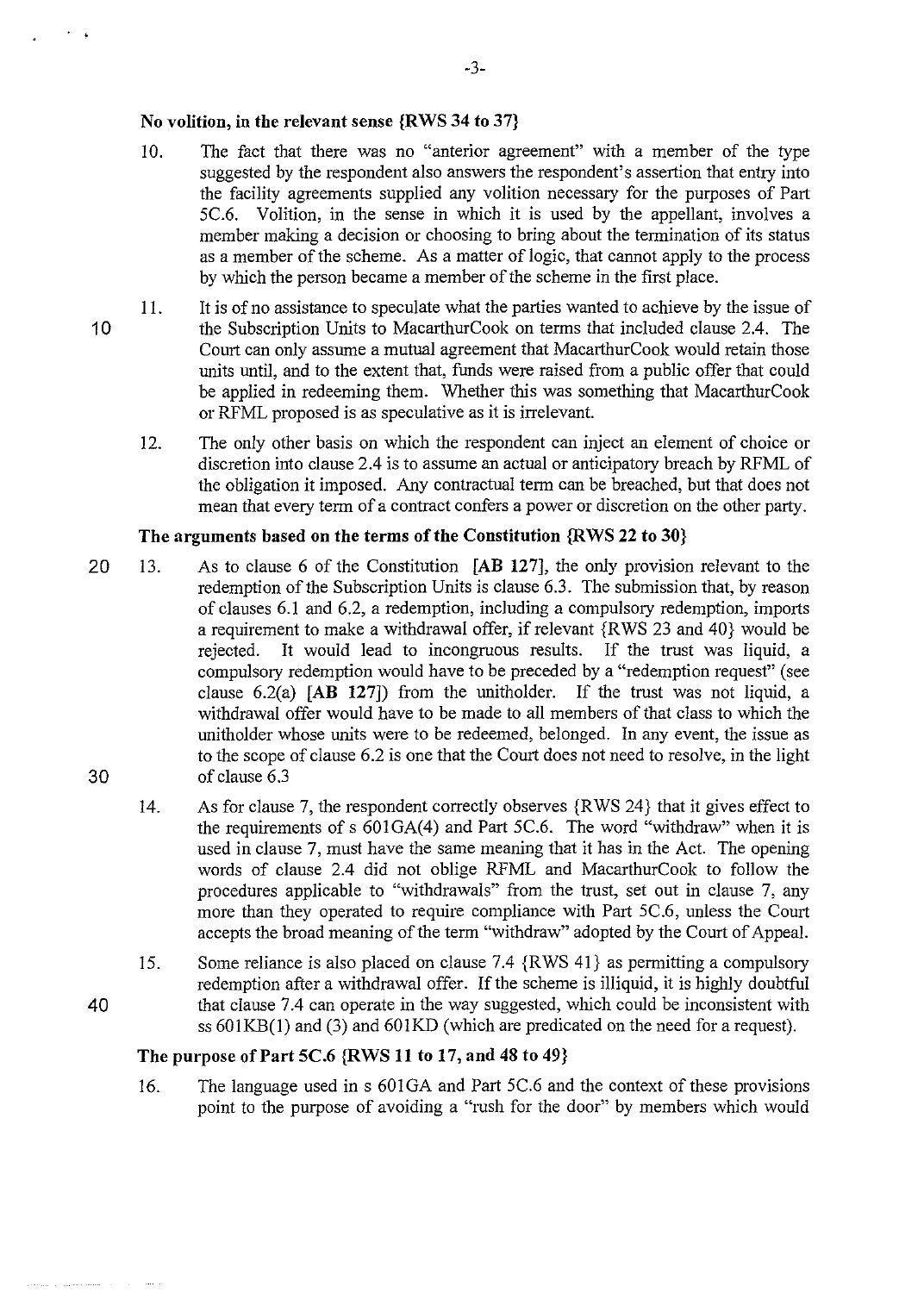### No volition, in the relevant sense {RWS 34 to 37}

10. The fact that there was no "anterior agreement" with a member of the type suggested by the respondent also answers the respondent's assertion that entry into the facility agreements supplied any volition necessary for the purposes of Part 5C.6. Volition, in the sense in which it is used by the appellant, involves a member making a decision or choosing to bring about the termination of its status as a member of the scheme. As a matter of logic, that cannot apply to the process by which the person became a member of the scheme in the first place.

11. It is of no assistance to speculate what the parties wanted to achieve by the issue of the Subscription Units to MacarthurCook on terms that included clause 2.4. The Court can only assume a mutual agreement that MacarthurCook would retain those units until, and to the extent that, funds were raised from a public offer that could be applied in redeeming them. Whether this was something that MacarthurCook or RFML proposed is as speculative as it is irrelevant.

12. The only other basis on which the respondent can inject an element of choice or discretion into clause 2.4 is to assume an actual or anticipatory breach by RFML of the obligation it imposed. Any contractual term can be breached, but that does not mean that every term of a contract confers a power or discretion on the other party.

### The arguments based on the terms of the Constitution {RWS 22 to 30}

13. As to clause 6 of the Constitution **[AB 127]**, the only provision relevant to the redemption of the Subscription Units is clause 6.3. The submission that, by reason of clauses 6.1 and 6.2, a redemption, including a compulsory redemption, imports a requirement to make a withdrawal offer, if relevant {RWS 23 and 40} would be rejected. It would lead to incongruous results. If the trust was liquid, a compulsory redemption would have to be preceded by a "redemption request" (see clause 6.2(a) **[AB 127]**) from the unitholder. If the trust was not liquid, a withdrawal offer would have to be made to all members of that class to which the unitholder whose units were to be redeemed, belonged. In any event, the issue as to the scope of clause 6.2 is one that the Court does not need to resolve, in the light of clause 6.3

14. As for clause 7, the respondent correctly observes {RWS 24} that it gives effect to the requirements of s 601GA(4) and Part 5C.6. The word "withdraw" when it is used in clause 7, must have the same meaning that it has in the Act. The opening words of clause 2.4 did not oblige RFML and MacarthurCook to follow the procedures applicable to "withdrawals" from the trust, set out in clause 7, any more than they operated to require compliance with Part 5C.6, unless the Court accepts the broad meaning of the term "withdraw" adopted by the Court of Appeal.

15. Some reliance is also placed on clause 7.4 {RWS 41} as permitting a compulsory redemption after a withdrawal offer. If the scheme is illiquid, it is highly doubtful that clause 7.4 can operate in the way suggested, which could be inconsistent with ss 601KB(1) and (3) and 601KD (which are predicated on the need for a request).

### The purpose of Part 5C.6 {RWS 11 to 17, and 48 to 49}

16. The language used in s 601GA and Part 5C.6 and the context of these provisions point to the purpose of avoiding a "rush for the door" by members which would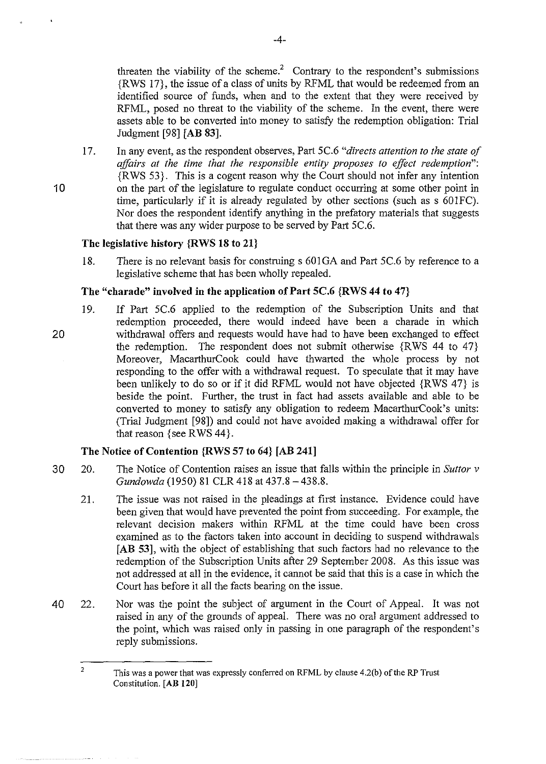threaten the viability of the scheme.[2] Contrary to the respondent's submissions {RWS 17}, the issue of a class of units by RFML that would be redeemed from an identified source of funds, when and to the extent that they were received by RFML, posed no threat to the viability of the scheme. In the event, there were assets able to be converted into money to satisfy the redemption obligation: Trial Judgment [98] **[AB 83]**.

17. In any event, as the respondent observes, Part 5C.6 *"directs attention to the state of affairs at the time that the responsible entity proposes to effect redemption"*: {RWS 53}. This is a cogent reason why the Court should not infer any intention on the part of the legislature to regulate conduct occurring at some other point in time, particularly if it is already regulated by other sections (such as s 601FC). Nor does the respondent identify anything in the prefatory materials that suggests that there was any wider purpose to be served by Part 5C.6.

### The legislative history {RWS 18 to 21}

18. There is no relevant basis for construing s 601GA and Part 5C.6 by reference to a legislative scheme that has been wholly repealed.

### The "charade" involved in the application of Part 5C.6 {RWS 44 to 47}

19. If Part 5C.6 applied to the redemption of the Subscription Units and that redemption proceeded, there would indeed have been a charade in which withdrawal offers and requests would have had to have been exchanged to effect the redemption. The respondent does not submit otherwise {RWS 44 to 47} Moreover, MacarthurCook could have thwarted the whole process by not responding to the offer with a withdrawal request. To speculate that it may have been unlikely to do so or if it did RFML would not have objected {RWS 47} is beside the point. Further, the trust in fact had assets available and able to be converted to money to satisfy any obligation to redeem MacarthurCook's units: (Trial Judgment [98]) and could not have avoided making a withdrawal offer for that reason {see RWS 44}.

### The Notice of Contention {RWS 57 to 64} [AB 241]

20. The Notice of Contention raises an issue that falls within the principle in *Suttor v Gundowda* (1950) 81 CLR 418 at 437.8 – 438.8.

21. The issue was not raised in the pleadings at first instance. Evidence could have been given that would have prevented the point from succeeding. For example, the relevant decision makers within RFML at the time could have been cross examined as to the factors taken into account in deciding to suspend withdrawals **[AB 53]**, with the object of establishing that such factors had no relevance to the redemption of the Subscription Units after 29 September 2008. As this issue was not addressed at all in the evidence, it cannot be said that this is a case in which the Court has before it all the facts bearing on the issue.

22. Nor was the point the subject of argument in the Court of Appeal. It was not raised in any of the grounds of appeal. There was no oral argument addressed to the point, which was raised only in passing in one paragraph of the respondent's reply submissions.

---

[2] This was a power that was expressly conferred on RFML by clause 4.2(b) of the RP Trust Constitution. **[AB 120]**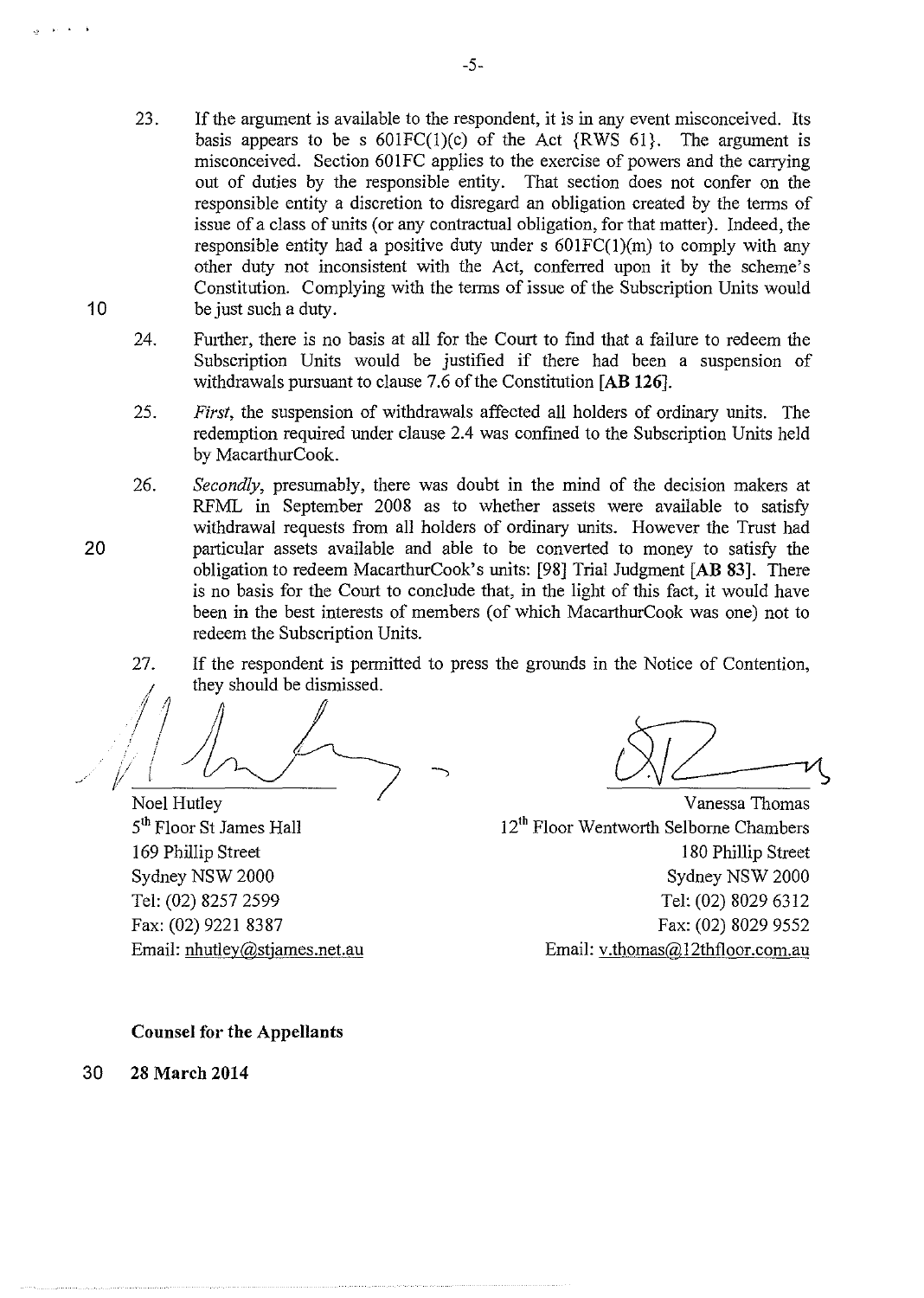23. If the argument is available to the respondent, it is in any event misconceived. Its basis appears to be s 601FC(1)(c) of the Act {RWS 61}. The argument is misconceived. Section 601FC applies to the exercise of powers and the carrying out of duties by the responsible entity. That section does not confer on the responsible entity a discretion to disregard an obligation created by the terms of issue of a class of units (or any contractual obligation, for that matter). Indeed, the responsible entity had a positive duty under s 601FC(1)(m) to comply with any other duty not inconsistent with the Act, conferred upon it by the scheme's Constitution. Complying with the terms of issue of the Subscription Units would be just such a duty.

24. Further, there is no basis at all for the Court to find that a failure to redeem the Subscription Units would be justified if there had been a suspension of withdrawals pursuant to clause 7.6 of the Constitution [**AB 126**].

25. *First*, the suspension of withdrawals affected all holders of ordinary units. The redemption required under clause 2.4 was confined to the Subscription Units held by MacarthurCook.

26. *Secondly*, presumably, there was doubt in the mind of the decision makers at RFML in September 2008 as to whether assets were available to satisfy withdrawal requests from all holders of ordinary units. However the Trust had particular assets available and able to be converted to money to satisfy the obligation to redeem MacarthurCook's units: [98] Trial Judgment [**AB 83**]. There is no basis for the Court to conclude that, in the light of this fact, it would have been in the best interests of members (of which MacarthurCook was one) not to redeem the Subscription Units.

27. If the respondent is permitted to press the grounds in the Notice of Contention, they should be dismissed.

Noel Hutley
5th Floor St James Hall
169 Phillip Street
Sydney NSW 2000
Tel: (02) 8257 2599
Fax: (02) 9221 8387
Email: nhutley@stjames.net.au

Vanessa Thomas
12th Floor Wentworth Selborne Chambers
180 Phillip Street
Sydney NSW 2000
Tel: (02) 8029 6312
Fax: (02) 8029 9552
Email: v.thomas@12thfloor.com.au

**Counsel for the Appellants**

**28 March 2014**